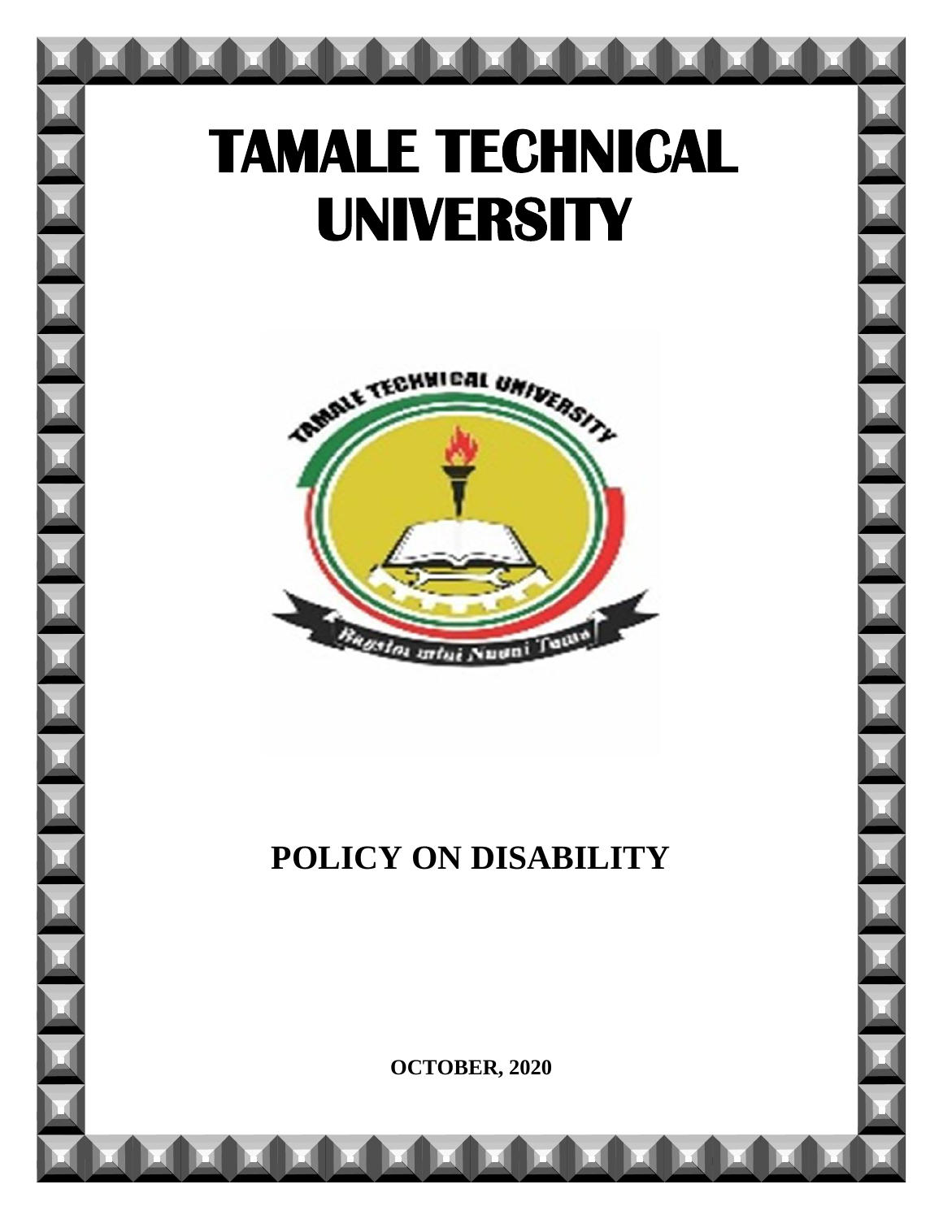# TAMALE TECHNICAL UNIVERSITY

## POLICY ON DISABILITY

**OCTOBER, 2020**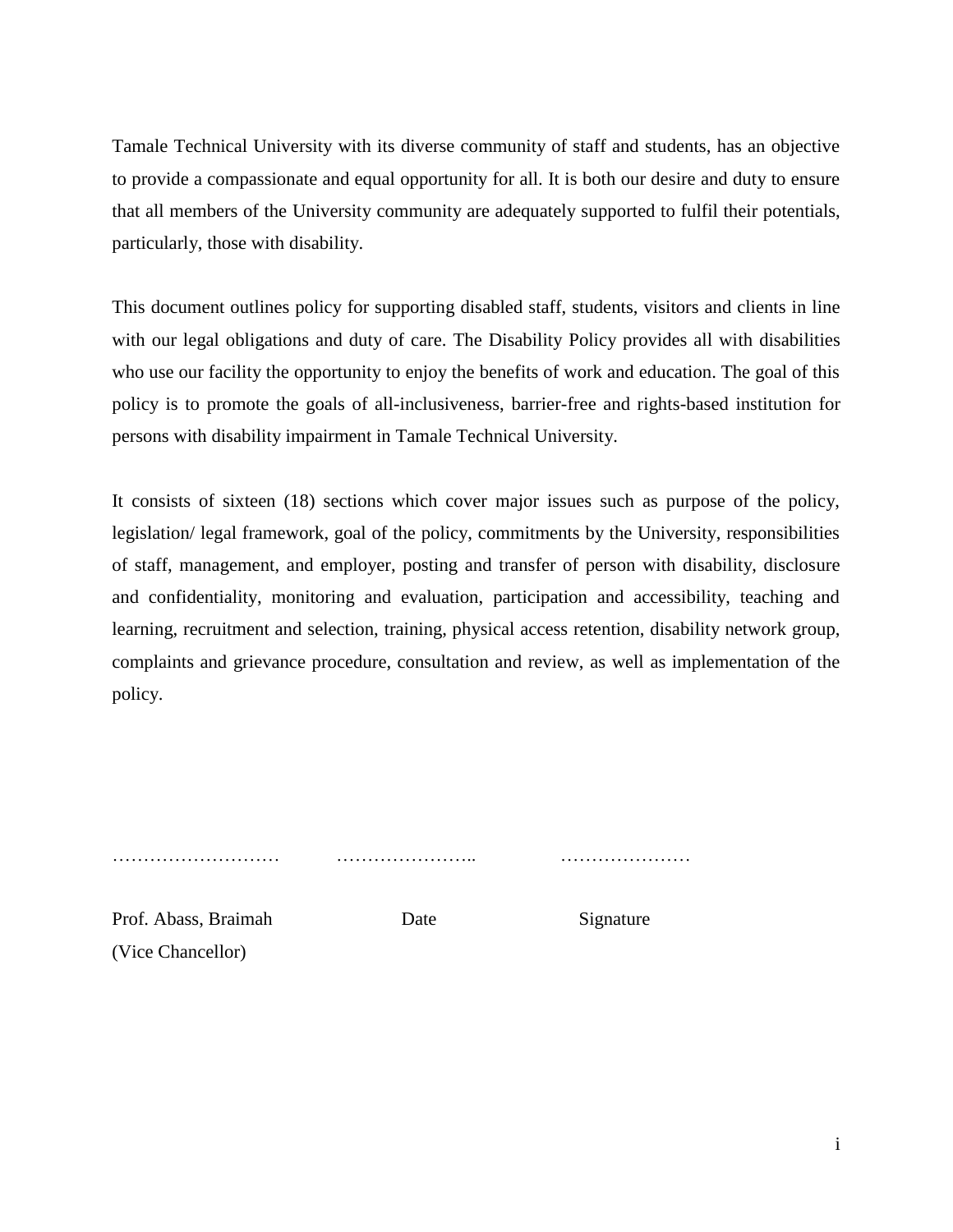Tamale Technical University with its diverse community of staff and students, has an objective to provide a compassionate and equal opportunity for all. It is both our desire and duty to ensure that all members of the University community are adequately supported to fulfil their potentials, particularly, those with disability.

This document outlines policy for supporting disabled staff, students, visitors and clients in line with our legal obligations and duty of care. The Disability Policy provides all with disabilities who use our facility the opportunity to enjoy the benefits of work and education. The goal of this policy is to promote the goals of all-inclusiveness, barrier-free and rights-based institution for persons with disability impairment in Tamale Technical University.

It consists of sixteen (18) sections which cover major issues such as purpose of the policy, legislation/ legal framework, goal of the policy, commitments by the University, responsibilities of staff, management, and employer, posting and transfer of person with disability, disclosure and confidentiality, monitoring and evaluation, participation and accessibility, teaching and learning, recruitment and selection, training, physical access retention, disability network group, complaints and grievance procedure, consultation and review, as well as implementation of the policy.

……………………… ………………….. …………………

Prof. Abass, Braimah          Date          Signature

(Vice Chancellor)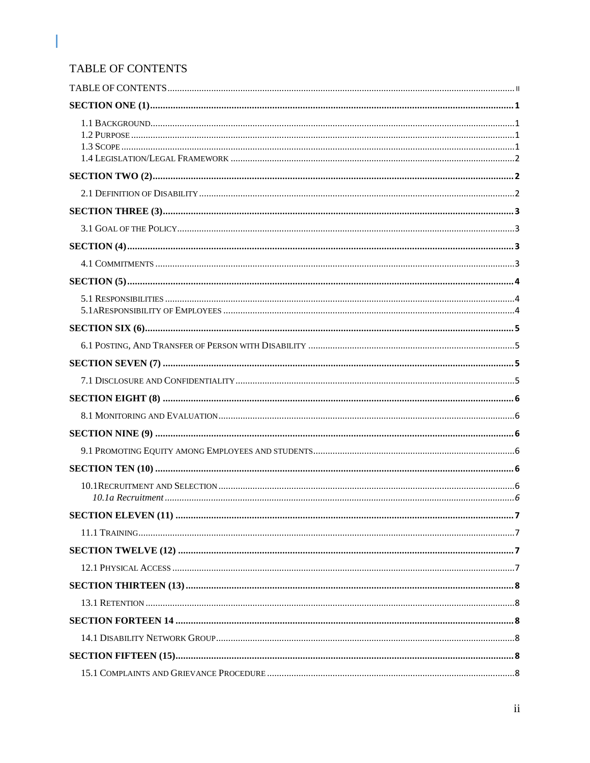# TABLE OF CONTENTS

TABLE OF CONTENTS ..... ii

**SECTION ONE (1) ..... 1**

1.1 Background ..... 1
1.2 Purpose ..... 1
1.3 Scope ..... 1
1.4 Legislation/Legal Framework ..... 2

**SECTION TWO (2) ..... 2**

2.1 Definition of Disability ..... 2

**SECTION THREE (3) ..... 3**

3.1 Goal of the Policy ..... 3

**SECTION (4) ..... 3**

4.1 Commitments ..... 3

**SECTION (5) ..... 4**

5.1 Responsibilities ..... 4
5.1aResponsibility of Employees ..... 4

**SECTION SIX (6) ..... 5**

6.1 Posting, And Transfer of Person with Disability ..... 5

**SECTION SEVEN (7) ..... 5**

7.1 Disclosure and Confidentiality ..... 5

**SECTION EIGHT (8) ..... 6**

8.1 Monitoring and Evaluation ..... 6

**SECTION NINE (9) ..... 6**

9.1 Promoting Equity among Employees and students ..... 6

**SECTION TEN (10) ..... 6**

10.1Recruitment and Selection ..... 6
*10.1a Recruitment ..... 6*

**SECTION ELEVEN (11) ..... 7**

11.1 Training ..... 7

**SECTION TWELVE (12) ..... 7**

12.1 Physical Access ..... 7

**SECTION THIRTEEN (13) ..... 8**

13.1 Retention ..... 8

**SECTION FORTEEN 14 ..... 8**

14.1 Disability Network Group ..... 8

**SECTION FIFTEEN (15) ..... 8**

15.1 Complaints and Grievance Procedure ..... 8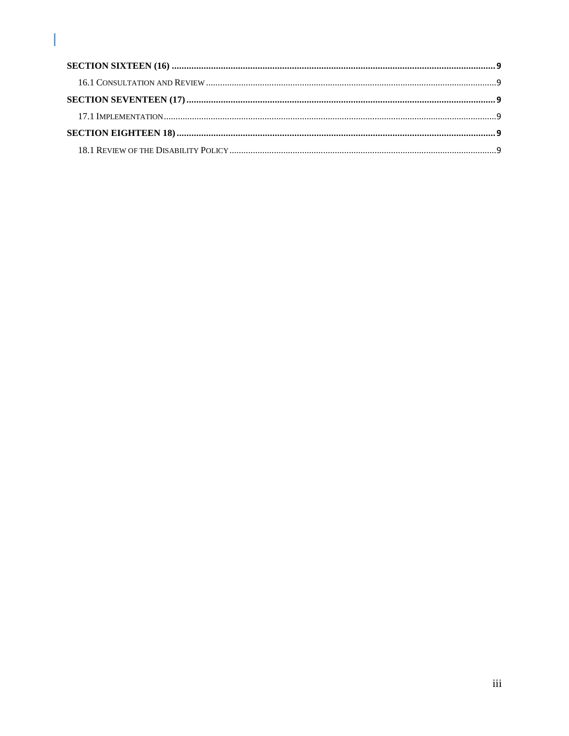**SECTION SIXTEEN (16)** ..................................................... 9

16.1 CONSULTATION AND REVIEW ..................................................... 9

**SECTION SEVENTEEN (17)** ..................................................... 9

17.1 IMPLEMENTATION ..................................................... 9

**SECTION EIGHTEEN 18)** ..................................................... 9

18.1 REVIEW OF THE DISABILITY POLICY ..................................................... 9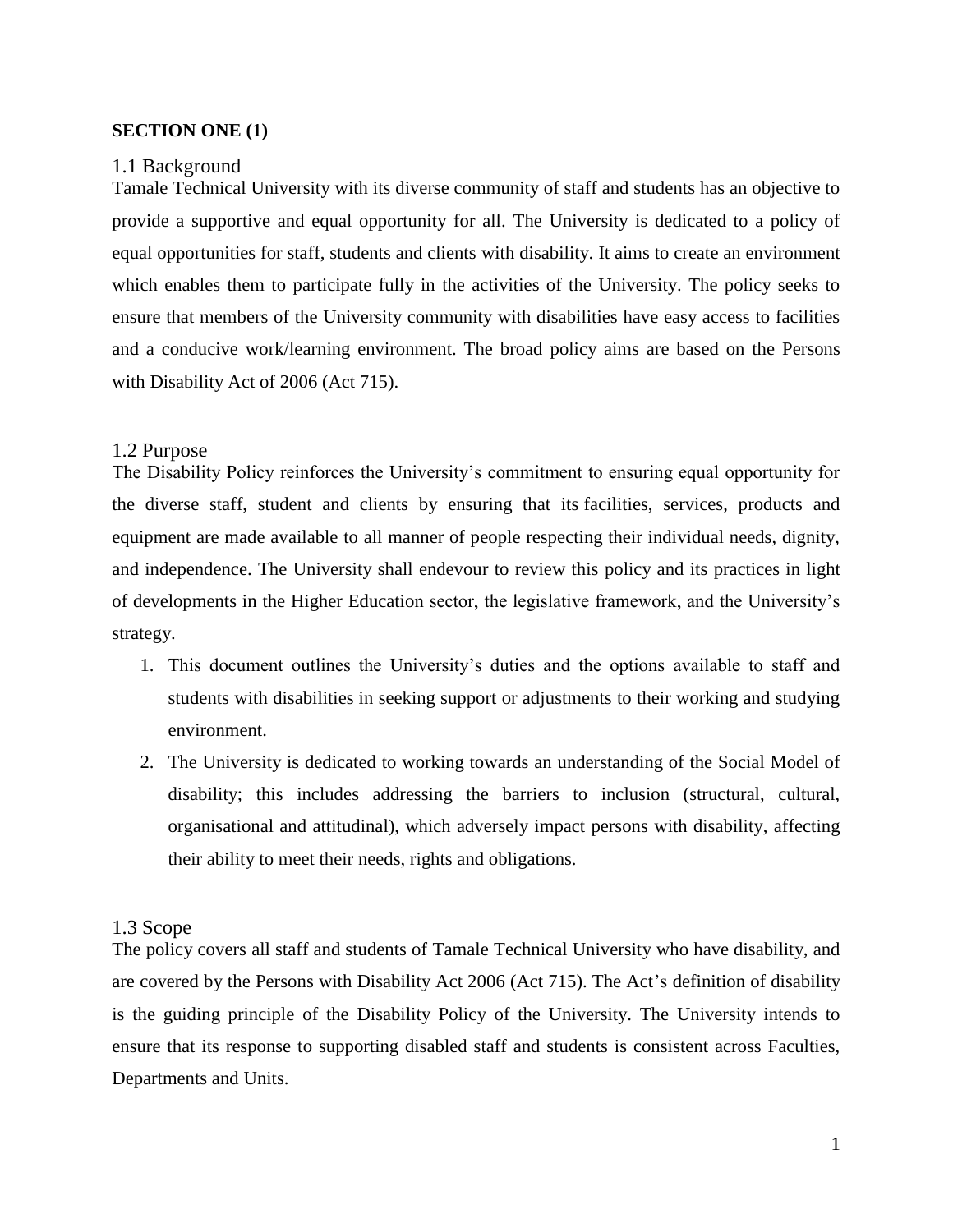**SECTION ONE (1)**

## 1.1 Background

Tamale Technical University with its diverse community of staff and students has an objective to provide a supportive and equal opportunity for all. The University is dedicated to a policy of equal opportunities for staff, students and clients with disability. It aims to create an environment which enables them to participate fully in the activities of the University. The policy seeks to ensure that members of the University community with disabilities have easy access to facilities and a conducive work/learning environment. The broad policy aims are based on the Persons with Disability Act of 2006 (Act 715).

## 1.2 Purpose

The Disability Policy reinforces the University's commitment to ensuring equal opportunity for the diverse staff, student and clients by ensuring that its facilities, services, products and equipment are made available to all manner of people respecting their individual needs, dignity, and independence. The University shall endevour to review this policy and its practices in light of developments in the Higher Education sector, the legislative framework, and the University's strategy.

1. This document outlines the University's duties and the options available to staff and students with disabilities in seeking support or adjustments to their working and studying environment.
2. The University is dedicated to working towards an understanding of the Social Model of disability; this includes addressing the barriers to inclusion (structural, cultural, organisational and attitudinal), which adversely impact persons with disability, affecting their ability to meet their needs, rights and obligations.

## 1.3 Scope

The policy covers all staff and students of Tamale Technical University who have disability, and are covered by the Persons with Disability Act 2006 (Act 715). The Act's definition of disability is the guiding principle of the Disability Policy of the University. The University intends to ensure that its response to supporting disabled staff and students is consistent across Faculties, Departments and Units.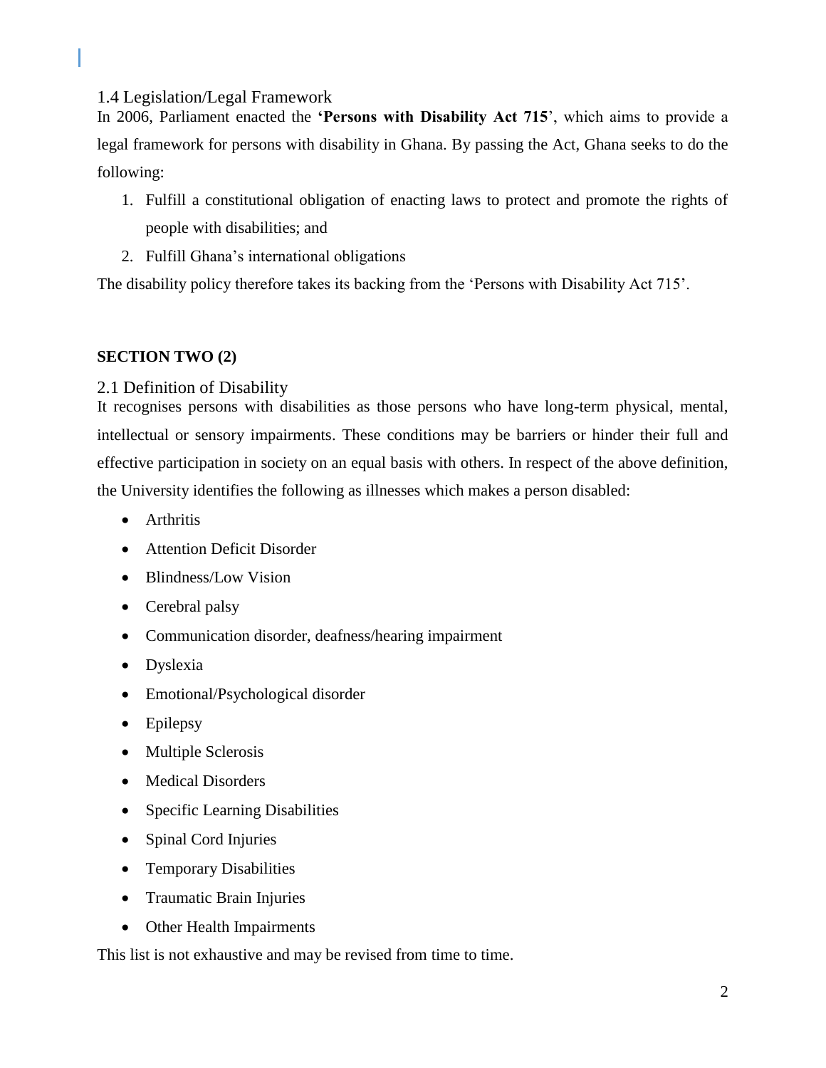### 1.4 Legislation/Legal Framework

In 2006, Parliament enacted the **'Persons with Disability Act 715'**, which aims to provide a legal framework for persons with disability in Ghana. By passing the Act, Ghana seeks to do the following:

1. Fulfill a constitutional obligation of enacting laws to protect and promote the rights of people with disabilities; and
2. Fulfill Ghana's international obligations

The disability policy therefore takes its backing from the 'Persons with Disability Act 715'.

## SECTION TWO (2)

### 2.1 Definition of Disability

It recognises persons with disabilities as those persons who have long-term physical, mental, intellectual or sensory impairments. These conditions may be barriers or hinder their full and effective participation in society on an equal basis with others. In respect of the above definition, the University identifies the following as illnesses which makes a person disabled:

- Arthritis
- Attention Deficit Disorder
- Blindness/Low Vision
- Cerebral palsy
- Communication disorder, deafness/hearing impairment
- Dyslexia
- Emotional/Psychological disorder
- Epilepsy
- Multiple Sclerosis
- Medical Disorders
- Specific Learning Disabilities
- Spinal Cord Injuries
- Temporary Disabilities
- Traumatic Brain Injuries
- Other Health Impairments

This list is not exhaustive and may be revised from time to time.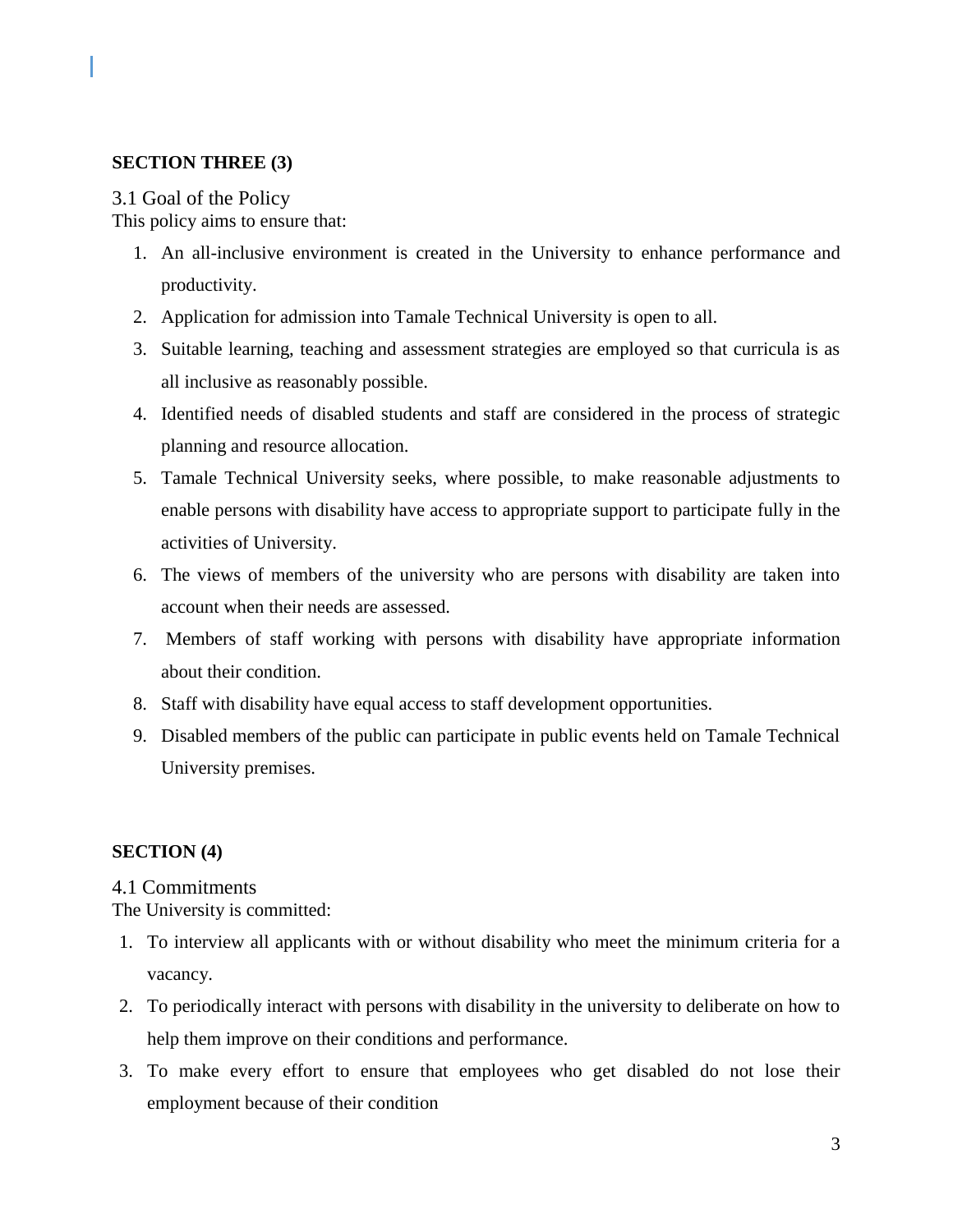**SECTION THREE (3)**

## 3.1 Goal of the Policy

This policy aims to ensure that:

1. An all-inclusive environment is created in the University to enhance performance and productivity.
2. Application for admission into Tamale Technical University is open to all.
3. Suitable learning, teaching and assessment strategies are employed so that curricula is as all inclusive as reasonably possible.
4. Identified needs of disabled students and staff are considered in the process of strategic planning and resource allocation.
5. Tamale Technical University seeks, where possible, to make reasonable adjustments to enable persons with disability have access to appropriate support to participate fully in the activities of University.
6. The views of members of the university who are persons with disability are taken into account when their needs are assessed.
7. Members of staff working with persons with disability have appropriate information about their condition.
8. Staff with disability have equal access to staff development opportunities.
9. Disabled members of the public can participate in public events held on Tamale Technical University premises.

**SECTION (4)**

## 4.1 Commitments

The University is committed:

1. To interview all applicants with or without disability who meet the minimum criteria for a vacancy.
2. To periodically interact with persons with disability in the university to deliberate on how to help them improve on their conditions and performance.
3. To make every effort to ensure that employees who get disabled do not lose their employment because of their condition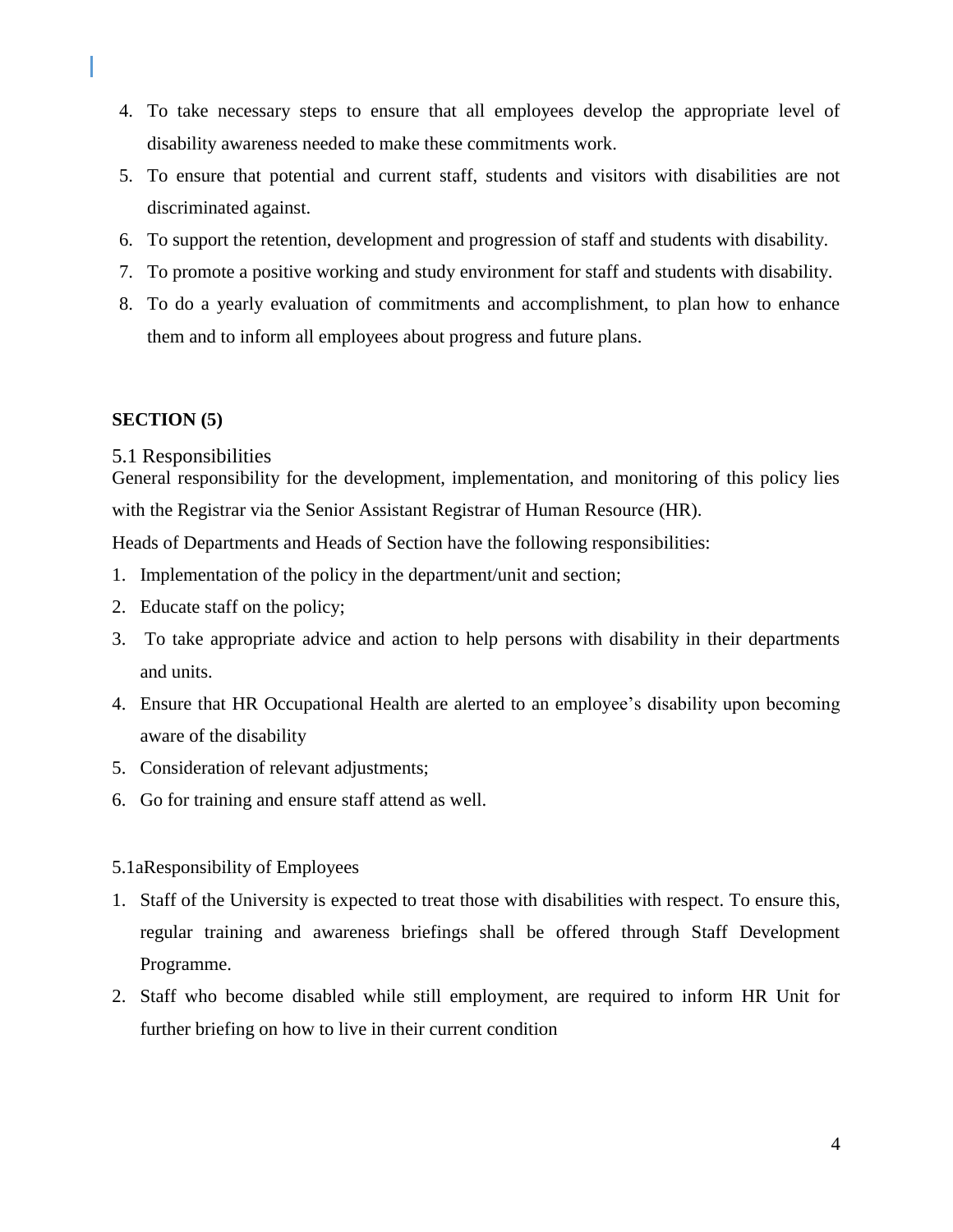4. To take necessary steps to ensure that all employees develop the appropriate level of disability awareness needed to make these commitments work.
5. To ensure that potential and current staff, students and visitors with disabilities are not discriminated against.
6. To support the retention, development and progression of staff and students with disability.
7. To promote a positive working and study environment for staff and students with disability.
8. To do a yearly evaluation of commitments and accomplishment, to plan how to enhance them and to inform all employees about progress and future plans.

**SECTION (5)**

## 5.1 Responsibilities

General responsibility for the development, implementation, and monitoring of this policy lies with the Registrar via the Senior Assistant Registrar of Human Resource (HR).

Heads of Departments and Heads of Section have the following responsibilities:

1. Implementation of the policy in the department/unit and section;
2. Educate staff on the policy;
3. To take appropriate advice and action to help persons with disability in their departments and units.
4. Ensure that HR Occupational Health are alerted to an employee's disability upon becoming aware of the disability
5. Consideration of relevant adjustments;
6. Go for training and ensure staff attend as well.

5.1aResponsibility of Employees

1. Staff of the University is expected to treat those with disabilities with respect. To ensure this, regular training and awareness briefings shall be offered through Staff Development Programme.
2. Staff who become disabled while still employment, are required to inform HR Unit for further briefing on how to live in their current condition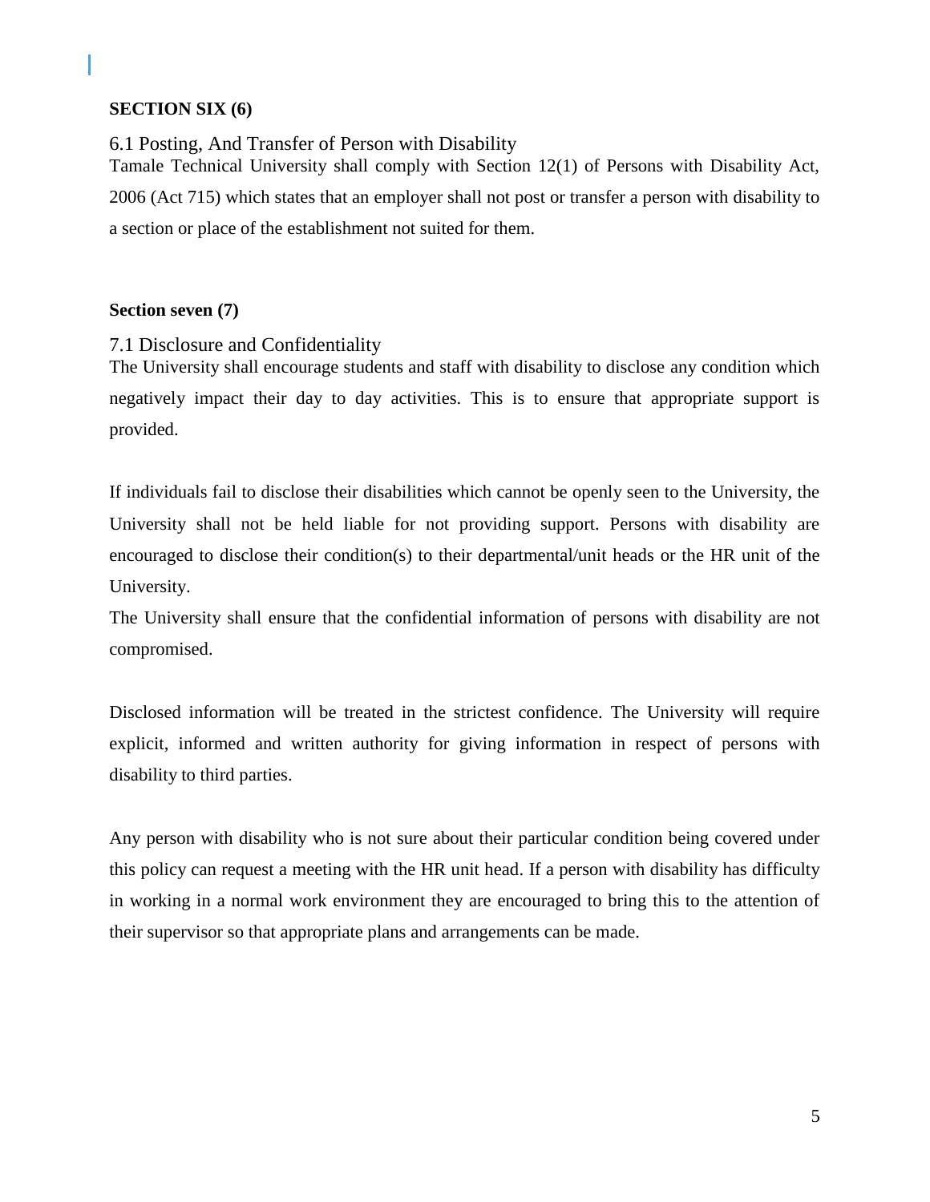**SECTION SIX (6)**

## 6.1 Posting, And Transfer of Person with Disability

Tamale Technical University shall comply with Section 12(1) of Persons with Disability Act, 2006 (Act 715) which states that an employer shall not post or transfer a person with disability to a section or place of the establishment not suited for them.

**Section seven (7)**

## 7.1 Disclosure and Confidentiality

The University shall encourage students and staff with disability to disclose any condition which negatively impact their day to day activities. This is to ensure that appropriate support is provided.

If individuals fail to disclose their disabilities which cannot be openly seen to the University, the University shall not be held liable for not providing support. Persons with disability are encouraged to disclose their condition(s) to their departmental/unit heads or the HR unit of the University.

The University shall ensure that the confidential information of persons with disability are not compromised.

Disclosed information will be treated in the strictest confidence. The University will require explicit, informed and written authority for giving information in respect of persons with disability to third parties.

Any person with disability who is not sure about their particular condition being covered under this policy can request a meeting with the HR unit head. If a person with disability has difficulty in working in a normal work environment they are encouraged to bring this to the attention of their supervisor so that appropriate plans and arrangements can be made.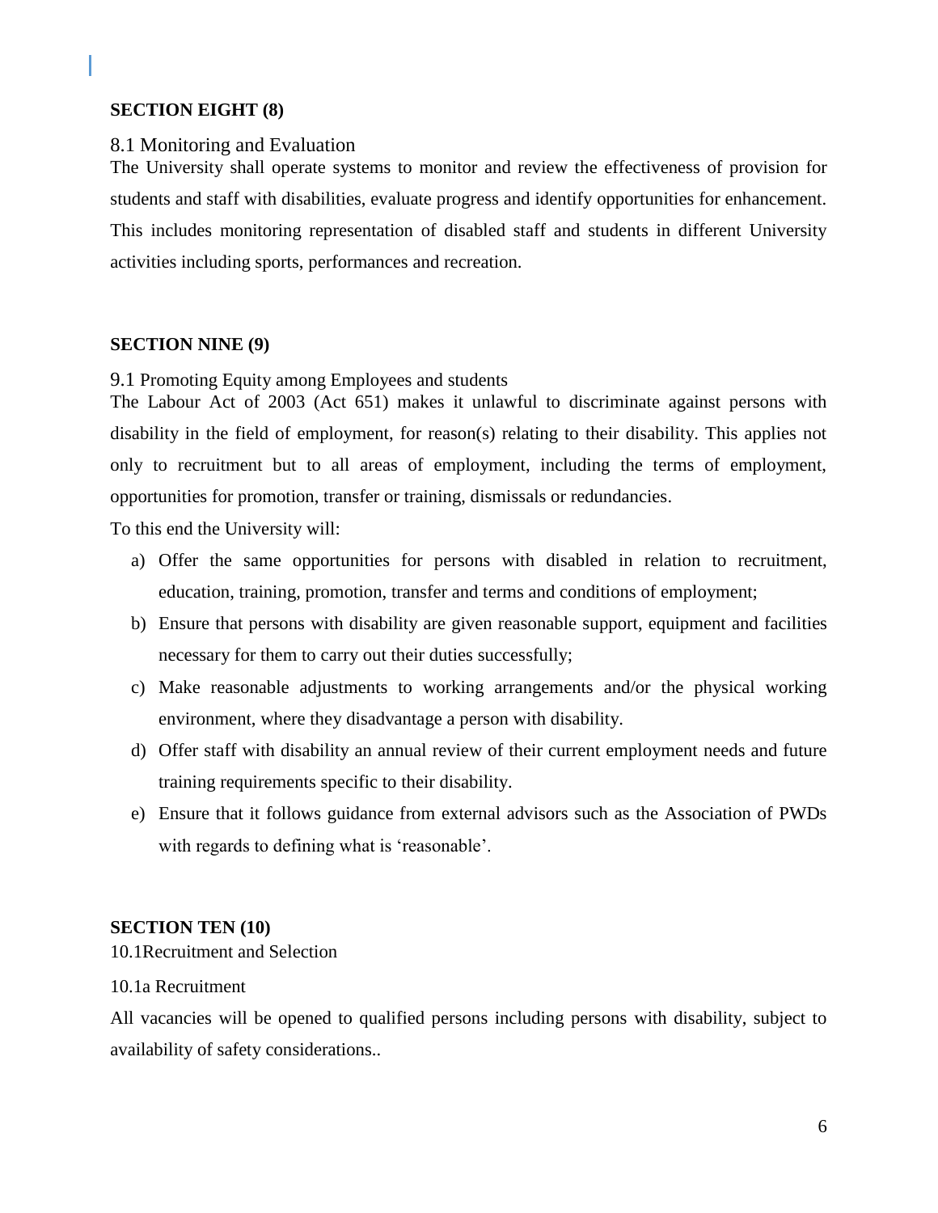**SECTION EIGHT (8)**

## 8.1 Monitoring and Evaluation

The University shall operate systems to monitor and review the effectiveness of provision for students and staff with disabilities, evaluate progress and identify opportunities for enhancement. This includes monitoring representation of disabled staff and students in different University activities including sports, performances and recreation.

**SECTION NINE (9)**

### 9.1 Promoting Equity among Employees and students

The Labour Act of 2003 (Act 651) makes it unlawful to discriminate against persons with disability in the field of employment, for reason(s) relating to their disability. This applies not only to recruitment but to all areas of employment, including the terms of employment, opportunities for promotion, transfer or training, dismissals or redundancies.

To this end the University will:

a) Offer the same opportunities for persons with disabled in relation to recruitment, education, training, promotion, transfer and terms and conditions of employment;

b) Ensure that persons with disability are given reasonable support, equipment and facilities necessary for them to carry out their duties successfully;

c) Make reasonable adjustments to working arrangements and/or the physical working environment, where they disadvantage a person with disability.

d) Offer staff with disability an annual review of their current employment needs and future training requirements specific to their disability.

e) Ensure that it follows guidance from external advisors such as the Association of PWDs with regards to defining what is 'reasonable'.

**SECTION TEN (10)**

10.1Recruitment and Selection

10.1a Recruitment

All vacancies will be opened to qualified persons including persons with disability, subject to availability of safety considerations..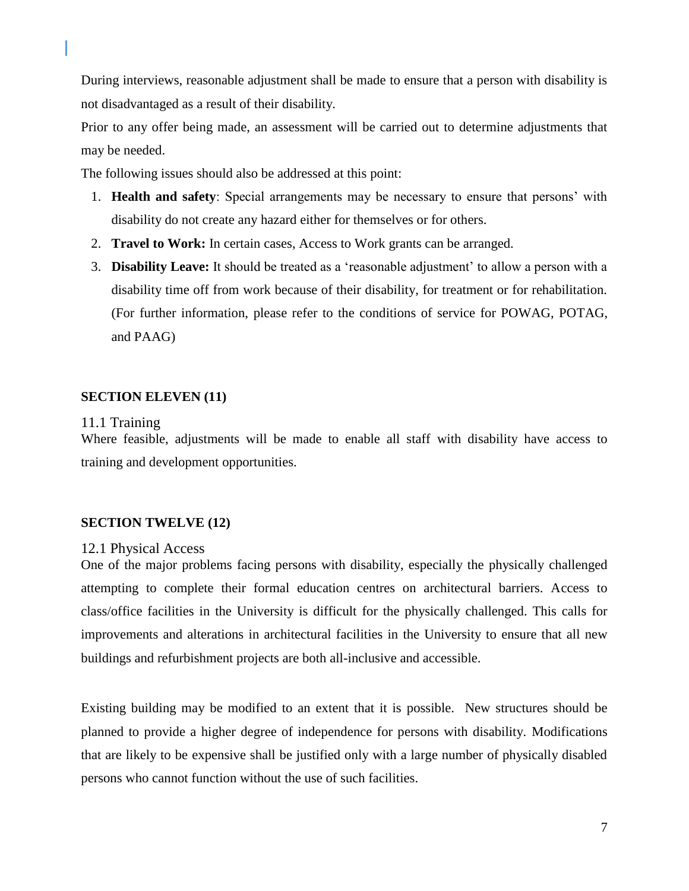During interviews, reasonable adjustment shall be made to ensure that a person with disability is not disadvantaged as a result of their disability.

Prior to any offer being made, an assessment will be carried out to determine adjustments that may be needed.

The following issues should also be addressed at this point:

1. **Health and safety**: Special arrangements may be necessary to ensure that persons' with disability do not create any hazard either for themselves or for others.
2. **Travel to Work:** In certain cases, Access to Work grants can be arranged.
3. **Disability Leave:** It should be treated as a 'reasonable adjustment' to allow a person with a disability time off from work because of their disability, for treatment or for rehabilitation. (For further information, please refer to the conditions of service for POWAG, POTAG, and PAAG)

**SECTION ELEVEN (11)**

## 11.1 Training

Where feasible, adjustments will be made to enable all staff with disability have access to training and development opportunities.

**SECTION TWELVE (12)**

## 12.1 Physical Access

One of the major problems facing persons with disability, especially the physically challenged attempting to complete their formal education centres on architectural barriers. Access to class/office facilities in the University is difficult for the physically challenged. This calls for improvements and alterations in architectural facilities in the University to ensure that all new buildings and refurbishment projects are both all-inclusive and accessible.

Existing building may be modified to an extent that it is possible. New structures should be planned to provide a higher degree of independence for persons with disability. Modifications that are likely to be expensive shall be justified only with a large number of physically disabled persons who cannot function without the use of such facilities.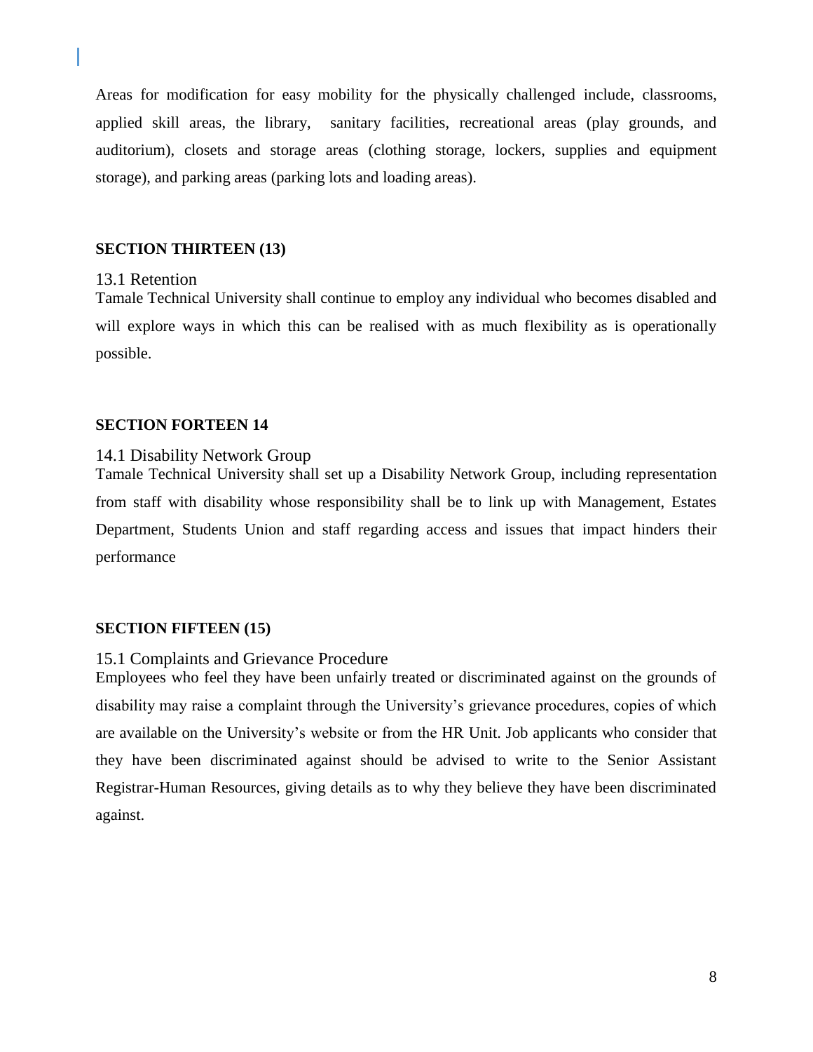Areas for modification for easy mobility for the physically challenged include, classrooms, applied skill areas, the library, sanitary facilities, recreational areas (play grounds, and auditorium), closets and storage areas (clothing storage, lockers, supplies and equipment storage), and parking areas (parking lots and loading areas).

**SECTION THIRTEEN (13)**

## 13.1 Retention

Tamale Technical University shall continue to employ any individual who becomes disabled and will explore ways in which this can be realised with as much flexibility as is operationally possible.

**SECTION FORTEEN 14**

## 14.1 Disability Network Group

Tamale Technical University shall set up a Disability Network Group, including representation from staff with disability whose responsibility shall be to link up with Management, Estates Department, Students Union and staff regarding access and issues that impact hinders their performance

**SECTION FIFTEEN (15)**

## 15.1 Complaints and Grievance Procedure

Employees who feel they have been unfairly treated or discriminated against on the grounds of disability may raise a complaint through the University's grievance procedures, copies of which are available on the University's website or from the HR Unit. Job applicants who consider that they have been discriminated against should be advised to write to the Senior Assistant Registrar-Human Resources, giving details as to why they believe they have been discriminated against.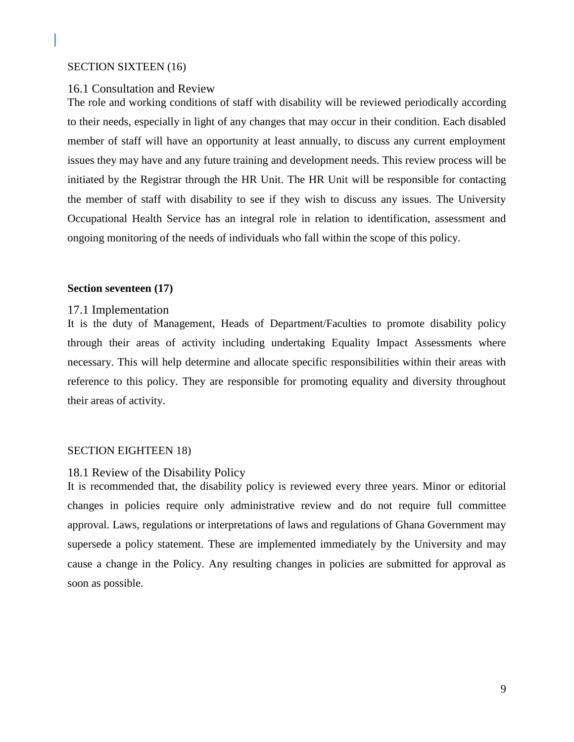SECTION SIXTEEN (16)

## 16.1 Consultation and Review

The role and working conditions of staff with disability will be reviewed periodically according to their needs, especially in light of any changes that may occur in their condition. Each disabled member of staff will have an opportunity at least annually, to discuss any current employment issues they may have and any future training and development needs. This review process will be initiated by the Registrar through the HR Unit. The HR Unit will be responsible for contacting the member of staff with disability to see if they wish to discuss any issues. The University Occupational Health Service has an integral role in relation to identification, assessment and ongoing monitoring of the needs of individuals who fall within the scope of this policy.

**Section seventeen (17)**

## 17.1 Implementation

It is the duty of Management, Heads of Department/Faculties to promote disability policy through their areas of activity including undertaking Equality Impact Assessments where necessary. This will help determine and allocate specific responsibilities within their areas with reference to this policy. They are responsible for promoting equality and diversity throughout their areas of activity.

SECTION EIGHTEEN 18)

## 18.1 Review of the Disability Policy

It is recommended that, the disability policy is reviewed every three years. Minor or editorial changes in policies require only administrative review and do not require full committee approval. Laws, regulations or interpretations of laws and regulations of Ghana Government may supersede a policy statement. These are implemented immediately by the University and may cause a change in the Policy. Any resulting changes in policies are submitted for approval as soon as possible.